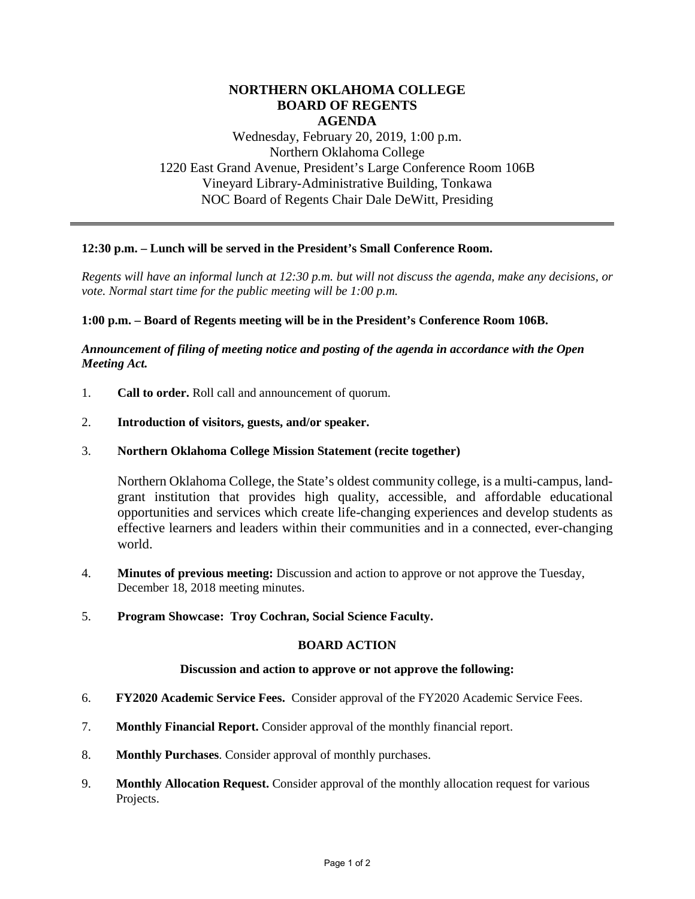# NORTHERN OKLAHOMA COLLEGE
# BOARD OF REGENTS
# AGENDA

Wednesday, February 20, 2019, 1:00 p.m.
Northern Oklahoma College
1220 East Grand Avenue, President's Large Conference Room 106B
Vineyard Library-Administrative Building, Tonkawa
NOC Board of Regents Chair Dale DeWitt, Presiding

---

**12:30 p.m. – Lunch will be served in the President's Small Conference Room.**

*Regents will have an informal lunch at 12:30 p.m. but will not discuss the agenda, make any decisions, or vote. Normal start time for the public meeting will be 1:00 p.m.*

**1:00 p.m. – Board of Regents meeting will be in the President's Conference Room 106B.**

***Announcement of filing of meeting notice and posting of the agenda in accordance with the Open Meeting Act.***

1. **Call to order.** Roll call and announcement of quorum.

2. **Introduction of visitors, guests, and/or speaker.**

3. **Northern Oklahoma College Mission Statement (recite together)**

   Northern Oklahoma College, the State's oldest community college, is a multi-campus, land-grant institution that provides high quality, accessible, and affordable educational opportunities and services which create life-changing experiences and develop students as effective learners and leaders within their communities and in a connected, ever-changing world.

4. **Minutes of previous meeting:** Discussion and action to approve or not approve the Tuesday, December 18, 2018 meeting minutes.

5. **Program Showcase: Troy Cochran, Social Science Faculty.**

### BOARD ACTION

**Discussion and action to approve or not approve the following:**

6. **FY2020 Academic Service Fees.** Consider approval of the FY2020 Academic Service Fees.

7. **Monthly Financial Report.** Consider approval of the monthly financial report.

8. **Monthly Purchases**. Consider approval of monthly purchases.

9. **Monthly Allocation Request.** Consider approval of the monthly allocation request for various Projects.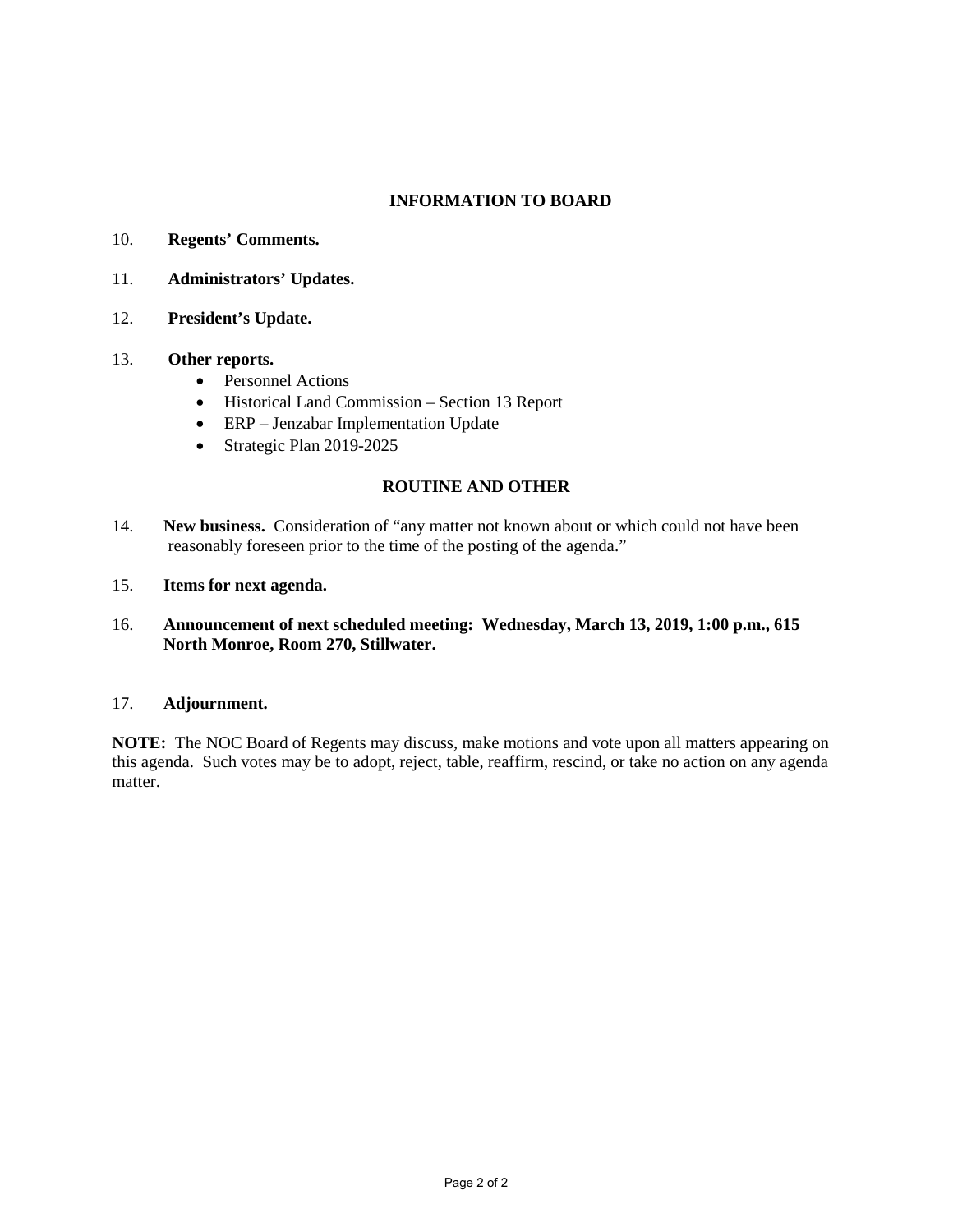## INFORMATION TO BOARD

10. **Regents' Comments.**

11. **Administrators' Updates.**

12. **President's Update.**

13. **Other reports.**
    - Personnel Actions
    - Historical Land Commission – Section 13 Report
    - ERP – Jenzabar Implementation Update
    - Strategic Plan 2019-2025

## ROUTINE AND OTHER

14. **New business.** Consideration of "any matter not known about or which could not have been reasonably foreseen prior to the time of the posting of the agenda."

15. **Items for next agenda.**

16. **Announcement of next scheduled meeting: Wednesday, March 13, 2019, 1:00 p.m., 615 North Monroe, Room 270, Stillwater.**

17. **Adjournment.**

**NOTE:** The NOC Board of Regents may discuss, make motions and vote upon all matters appearing on this agenda. Such votes may be to adopt, reject, table, reaffirm, rescind, or take no action on any agenda matter.